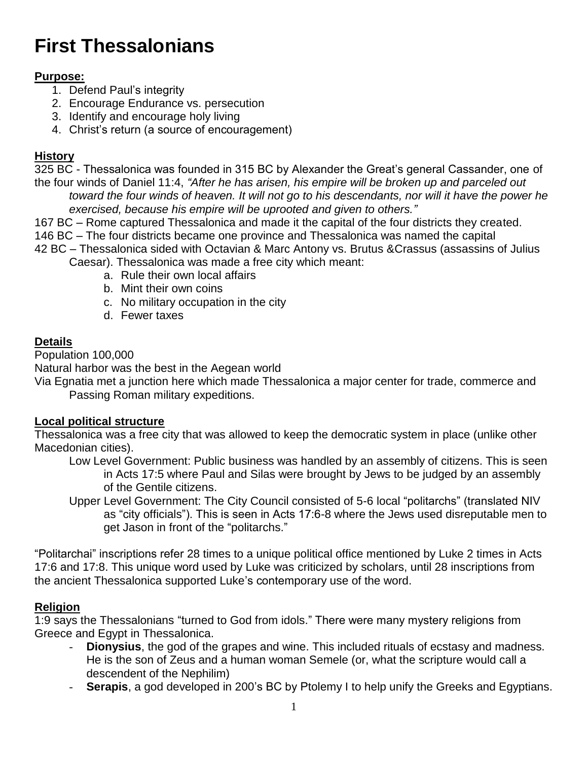# First Thessalonians

**Purpose:**

1. Defend Paul's integrity
2. Encourage Endurance vs. persecution
3. Identify and encourage holy living
4. Christ's return (a source of encouragement)

**History**

325 BC - Thessalonica was founded in 315 BC by Alexander the Great's general Cassander, one of the four winds of Daniel 11:4, *"After he has arisen, his empire will be broken up and parceled out toward the four winds of heaven. It will not go to his descendants, nor will it have the power he exercised, because his empire will be uprooted and given to others."*

167 BC – Rome captured Thessalonica and made it the capital of the four districts they created.

146 BC – The four districts became one province and Thessalonica was named the capital

42 BC – Thessalonica sided with Octavian & Marc Antony vs. Brutus &Crassus (assassins of Julius Caesar). Thessalonica was made a free city which meant:

a. Rule their own local affairs
b. Mint their own coins
c. No military occupation in the city
d. Fewer taxes

**Details**

Population 100,000

Natural harbor was the best in the Aegean world

Via Egnatia met a junction here which made Thessalonica a major center for trade, commerce and Passing Roman military expeditions.

**Local political structure**

Thessalonica was a free city that was allowed to keep the democratic system in place (unlike other Macedonian cities).

Low Level Government: Public business was handled by an assembly of citizens. This is seen in Acts 17:5 where Paul and Silas were brought by Jews to be judged by an assembly of the Gentile citizens.

Upper Level Government: The City Council consisted of 5-6 local "politarchs" (translated NIV as "city officials"). This is seen in Acts 17:6-8 where the Jews used disreputable men to get Jason in front of the "politarchs."

"Politarchai" inscriptions refer 28 times to a unique political office mentioned by Luke 2 times in Acts 17:6 and 17:8. This unique word used by Luke was criticized by scholars, until 28 inscriptions from the ancient Thessalonica supported Luke's contemporary use of the word.

**Religion**

1:9 says the Thessalonians "turned to God from idols." There were many mystery religions from Greece and Egypt in Thessalonica.

- **Dionysius**, the god of the grapes and wine. This included rituals of ecstasy and madness. He is the son of Zeus and a human woman Semele (or, what the scripture would call a descendent of the Nephilim)
- **Serapis**, a god developed in 200's BC by Ptolemy I to help unify the Greeks and Egyptians.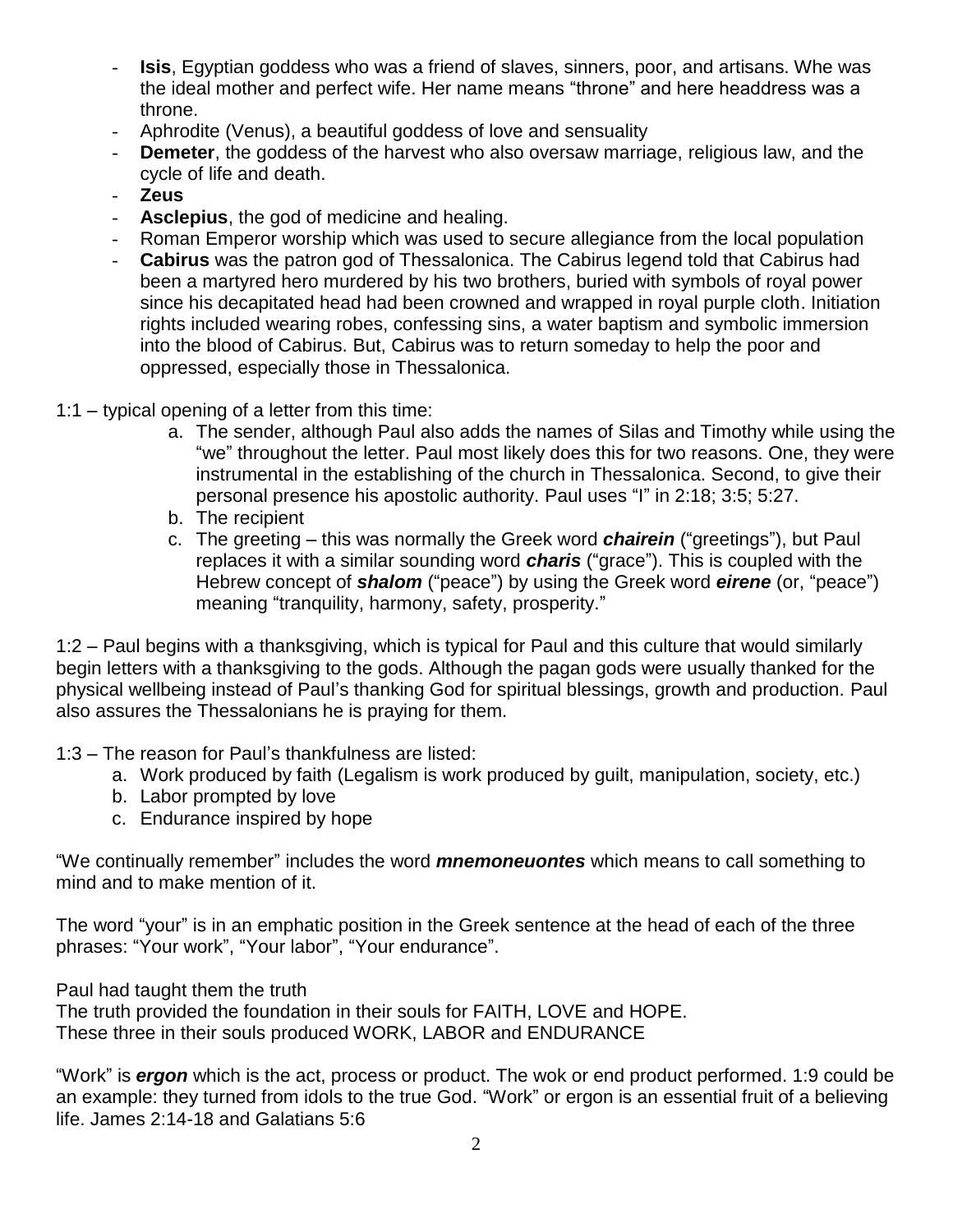- **Isis**, Egyptian goddess who was a friend of slaves, sinners, poor, and artisans. Whe was the ideal mother and perfect wife. Her name means "throne" and here headdress was a throne.
- Aphrodite (Venus), a beautiful goddess of love and sensuality
- **Demeter**, the goddess of the harvest who also oversaw marriage, religious law, and the cycle of life and death.
- **Zeus**
- **Asclepius**, the god of medicine and healing.
- Roman Emperor worship which was used to secure allegiance from the local population
- **Cabirus** was the patron god of Thessalonica. The Cabirus legend told that Cabirus had been a martyred hero murdered by his two brothers, buried with symbols of royal power since his decapitated head had been crowned and wrapped in royal purple cloth. Initiation rights included wearing robes, confessing sins, a water baptism and symbolic immersion into the blood of Cabirus. But, Cabirus was to return someday to help the poor and oppressed, especially those in Thessalonica.

1:1 – typical opening of a letter from this time:

a. The sender, although Paul also adds the names of Silas and Timothy while using the "we" throughout the letter. Paul most likely does this for two reasons. One, they were instrumental in the establishing of the church in Thessalonica. Second, to give their personal presence his apostolic authority. Paul uses "I" in 2:18; 3:5; 5:27.
b. The recipient
c. The greeting – this was normally the Greek word ***chairein*** ("greetings"), but Paul replaces it with a similar sounding word ***charis*** ("grace"). This is coupled with the Hebrew concept of ***shalom*** ("peace") by using the Greek word ***eirene*** (or, "peace") meaning "tranquility, harmony, safety, prosperity."

1:2 – Paul begins with a thanksgiving, which is typical for Paul and this culture that would similarly begin letters with a thanksgiving to the gods. Although the pagan gods were usually thanked for the physical wellbeing instead of Paul's thanking God for spiritual blessings, growth and production. Paul also assures the Thessalonians he is praying for them.

1:3 – The reason for Paul's thankfulness are listed:

a. Work produced by faith (Legalism is work produced by guilt, manipulation, society, etc.)
b. Labor prompted by love
c. Endurance inspired by hope

"We continually remember" includes the word ***mnemoneuontes*** which means to call something to mind and to make mention of it.

The word "your" is in an emphatic position in the Greek sentence at the head of each of the three phrases: "Your work", "Your labor", "Your endurance".

Paul had taught them the truth
The truth provided the foundation in their souls for FAITH, LOVE and HOPE.
These three in their souls produced WORK, LABOR and ENDURANCE

"Work" is ***ergon*** which is the act, process or product. The wok or end product performed. 1:9 could be an example: they turned from idols to the true God. "Work" or ergon is an essential fruit of a believing life. James 2:14-18 and Galatians 5:6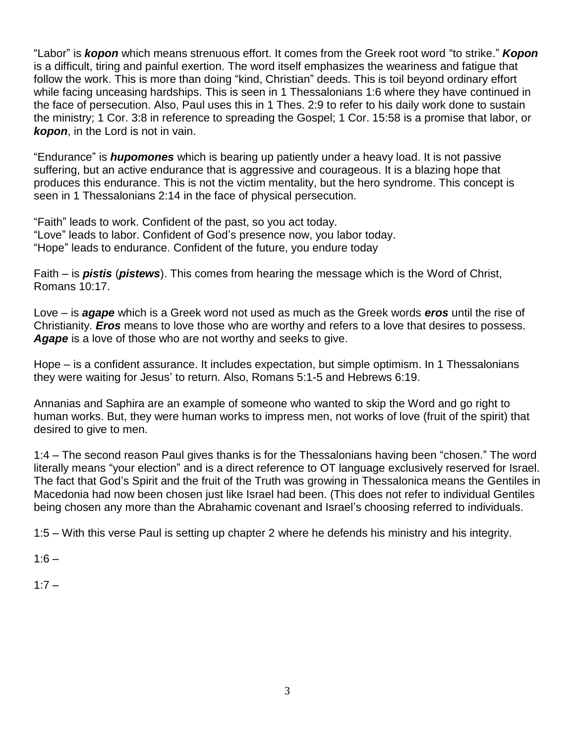“Labor” is ***kopon*** which means strenuous effort. It comes from the Greek root word “to strike.” ***Kopon*** is a difficult, tiring and painful exertion. The word itself emphasizes the weariness and fatigue that follow the work. This is more than doing “kind, Christian” deeds. This is toil beyond ordinary effort while facing unceasing hardships. This is seen in 1 Thessalonians 1:6 where they have continued in the face of persecution. Also, Paul uses this in 1 Thes. 2:9 to refer to his daily work done to sustain the ministry; 1 Cor. 3:8 in reference to spreading the Gospel; 1 Cor. 15:58 is a promise that labor, or ***kopon***, in the Lord is not in vain.

“Endurance” is ***hupomones*** which is bearing up patiently under a heavy load. It is not passive suffering, but an active endurance that is aggressive and courageous. It is a blazing hope that produces this endurance. This is not the victim mentality, but the hero syndrome. This concept is seen in 1 Thessalonians 2:14 in the face of physical persecution.

“Faith” leads to work. Confident of the past, so you act today.
“Love” leads to labor. Confident of God’s presence now, you labor today.
“Hope” leads to endurance. Confident of the future, you endure today

Faith – is ***pistis*** (***pistews***). This comes from hearing the message which is the Word of Christ, Romans 10:17.

Love – is ***agape*** which is a Greek word not used as much as the Greek words ***eros*** until the rise of Christianity. ***Eros*** means to love those who are worthy and refers to a love that desires to possess. ***Agape*** is a love of those who are not worthy and seeks to give.

Hope – is a confident assurance. It includes expectation, but simple optimism. In 1 Thessalonians they were waiting for Jesus’ to return. Also, Romans 5:1-5 and Hebrews 6:19.

Annanias and Saphira are an example of someone who wanted to skip the Word and go right to human works. But, they were human works to impress men, not works of love (fruit of the spirit) that desired to give to men.

1:4 – The second reason Paul gives thanks is for the Thessalonians having been “chosen.” The word literally means “your election” and is a direct reference to OT language exclusively reserved for Israel. The fact that God’s Spirit and the fruit of the Truth was growing in Thessalonica means the Gentiles in Macedonia had now been chosen just like Israel had been. (This does not refer to individual Gentiles being chosen any more than the Abrahamic covenant and Israel’s choosing referred to individuals.

1:5 – With this verse Paul is setting up chapter 2 where he defends his ministry and his integrity.

1:6 –

1:7 –